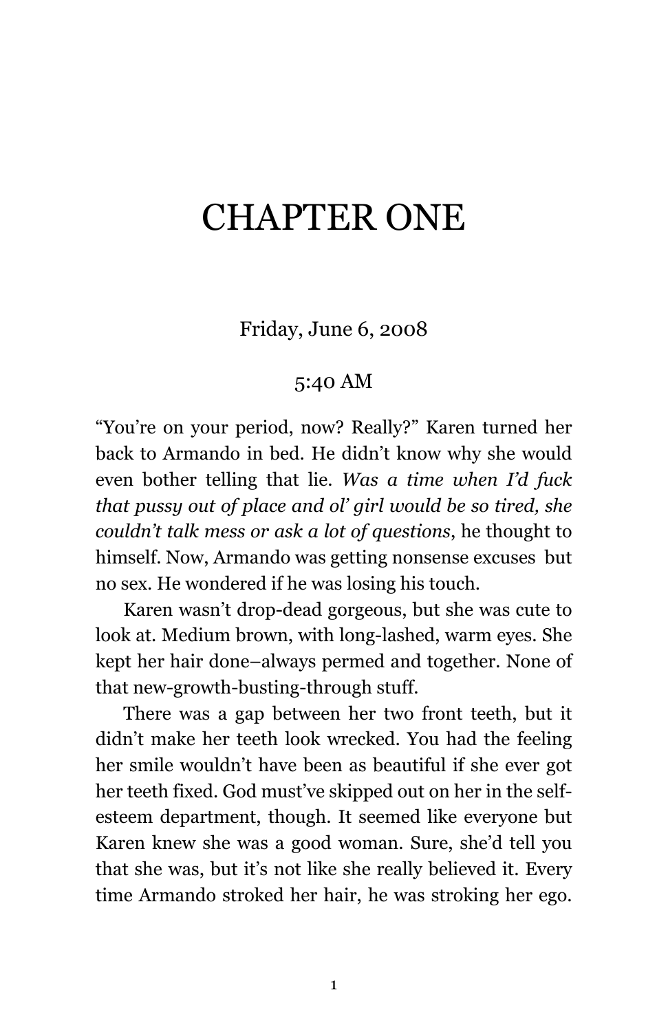# CHAPTER ONE

Friday, June 6, 2008

5:40 AM

"You're on your period, now? Really?" Karen turned her back to Armando in bed. He didn't know why she would even bother telling that lie. *Was a time when I'd fuck that pussy out of place and ol' girl would be so tired, she couldn't talk mess or ask a lot of questions*, he thought to himself. Now, Armando was getting nonsense excuses but no sex. He wondered if he was losing his touch.

Karen wasn't drop-dead gorgeous, but she was cute to look at. Medium brown, with long-lashed, warm eyes. She kept her hair done–always permed and together. None of that new-growth-busting-through stuff.

There was a gap between her two front teeth, but it didn't make her teeth look wrecked. You had the feeling her smile wouldn't have been as beautiful if she ever got her teeth fixed. God must've skipped out on her in the self-esteem department, though. It seemed like everyone but Karen knew she was a good woman. Sure, she'd tell you that she was, but it's not like she really believed it. Every time Armando stroked her hair, he was stroking her ego.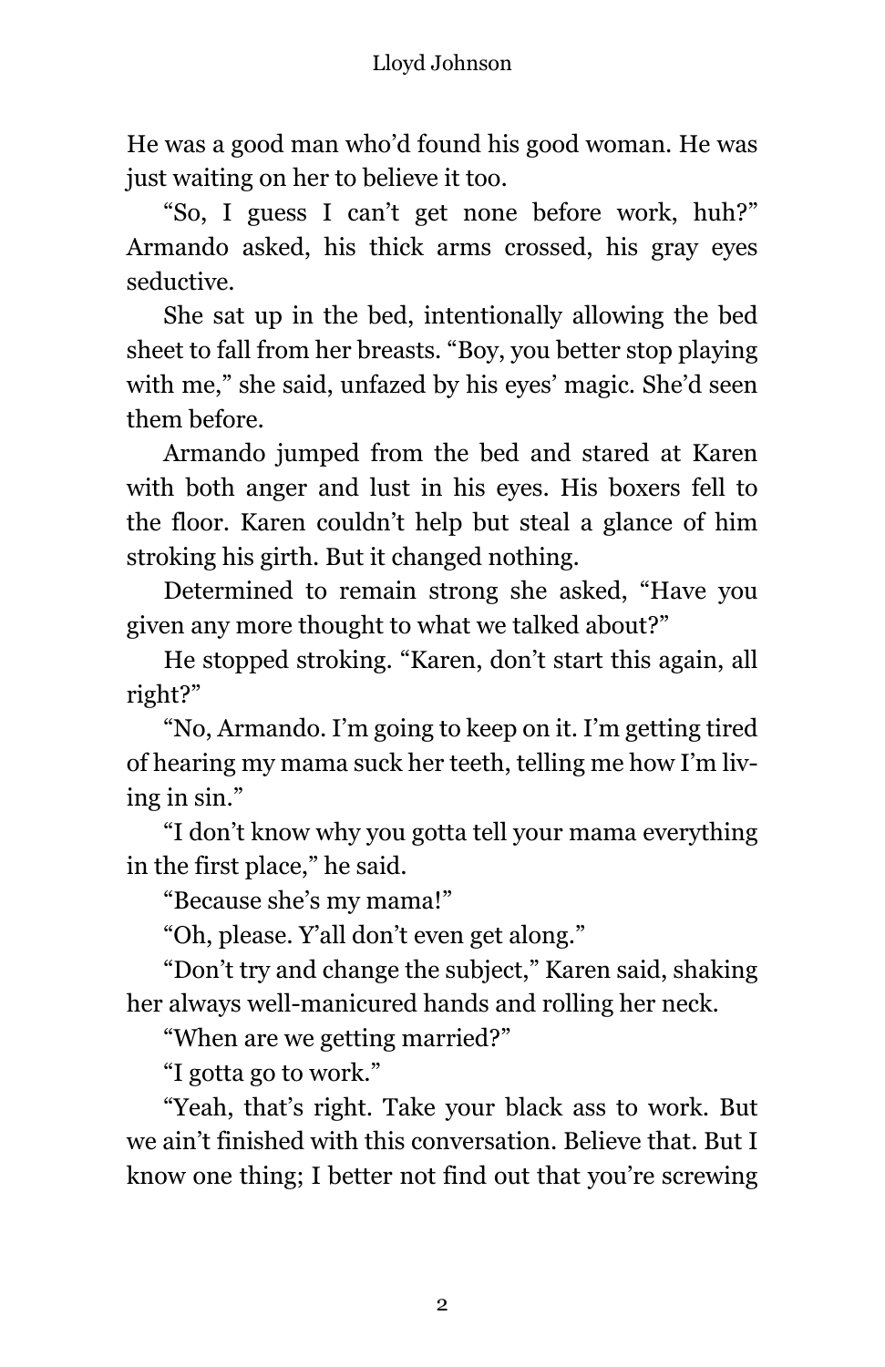He was a good man who'd found his good woman. He was just waiting on her to believe it too.

"So, I guess I can't get none before work, huh?" Armando asked, his thick arms crossed, his gray eyes seductive.

She sat up in the bed, intentionally allowing the bed sheet to fall from her breasts. "Boy, you better stop playing with me," she said, unfazed by his eyes' magic. She'd seen them before.

Armando jumped from the bed and stared at Karen with both anger and lust in his eyes. His boxers fell to the floor. Karen couldn't help but steal a glance of him stroking his girth. But it changed nothing.

Determined to remain strong she asked, "Have you given any more thought to what we talked about?"

He stopped stroking. "Karen, don't start this again, all right?"

"No, Armando. I'm going to keep on it. I'm getting tired of hearing my mama suck her teeth, telling me how I'm living in sin."

"I don't know why you gotta tell your mama everything in the first place," he said.

"Because she's my mama!"

"Oh, please. Y'all don't even get along."

"Don't try and change the subject," Karen said, shaking her always well-manicured hands and rolling her neck.

"When are we getting married?"

"I gotta go to work."

"Yeah, that's right. Take your black ass to work. But we ain't finished with this conversation. Believe that. But I know one thing; I better not find out that you're screwing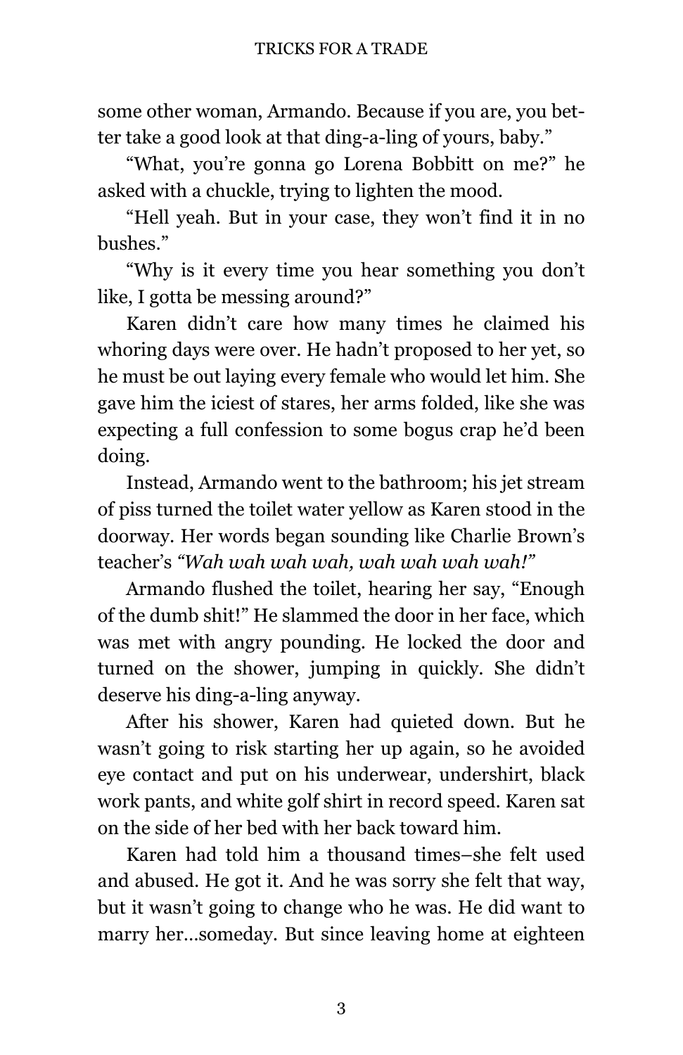some other woman, Armando. Because if you are, you better take a good look at that ding-a-ling of yours, baby."

"What, you're gonna go Lorena Bobbitt on me?" he asked with a chuckle, trying to lighten the mood.

"Hell yeah. But in your case, they won't find it in no bushes."

"Why is it every time you hear something you don't like, I gotta be messing around?"

Karen didn't care how many times he claimed his whoring days were over. He hadn't proposed to her yet, so he must be out laying every female who would let him. She gave him the iciest of stares, her arms folded, like she was expecting a full confession to some bogus crap he'd been doing.

Instead, Armando went to the bathroom; his jet stream of piss turned the toilet water yellow as Karen stood in the doorway. Her words began sounding like Charlie Brown's teacher's *"Wah wah wah wah, wah wah wah wah!"*

Armando flushed the toilet, hearing her say, "Enough of the dumb shit!" He slammed the door in her face, which was met with angry pounding. He locked the door and turned on the shower, jumping in quickly. She didn't deserve his ding-a-ling anyway.

After his shower, Karen had quieted down. But he wasn't going to risk starting her up again, so he avoided eye contact and put on his underwear, undershirt, black work pants, and white golf shirt in record speed. Karen sat on the side of her bed with her back toward him.

Karen had told him a thousand times–she felt used and abused. He got it. And he was sorry she felt that way, but it wasn't going to change who he was. He did want to marry her...someday. But since leaving home at eighteen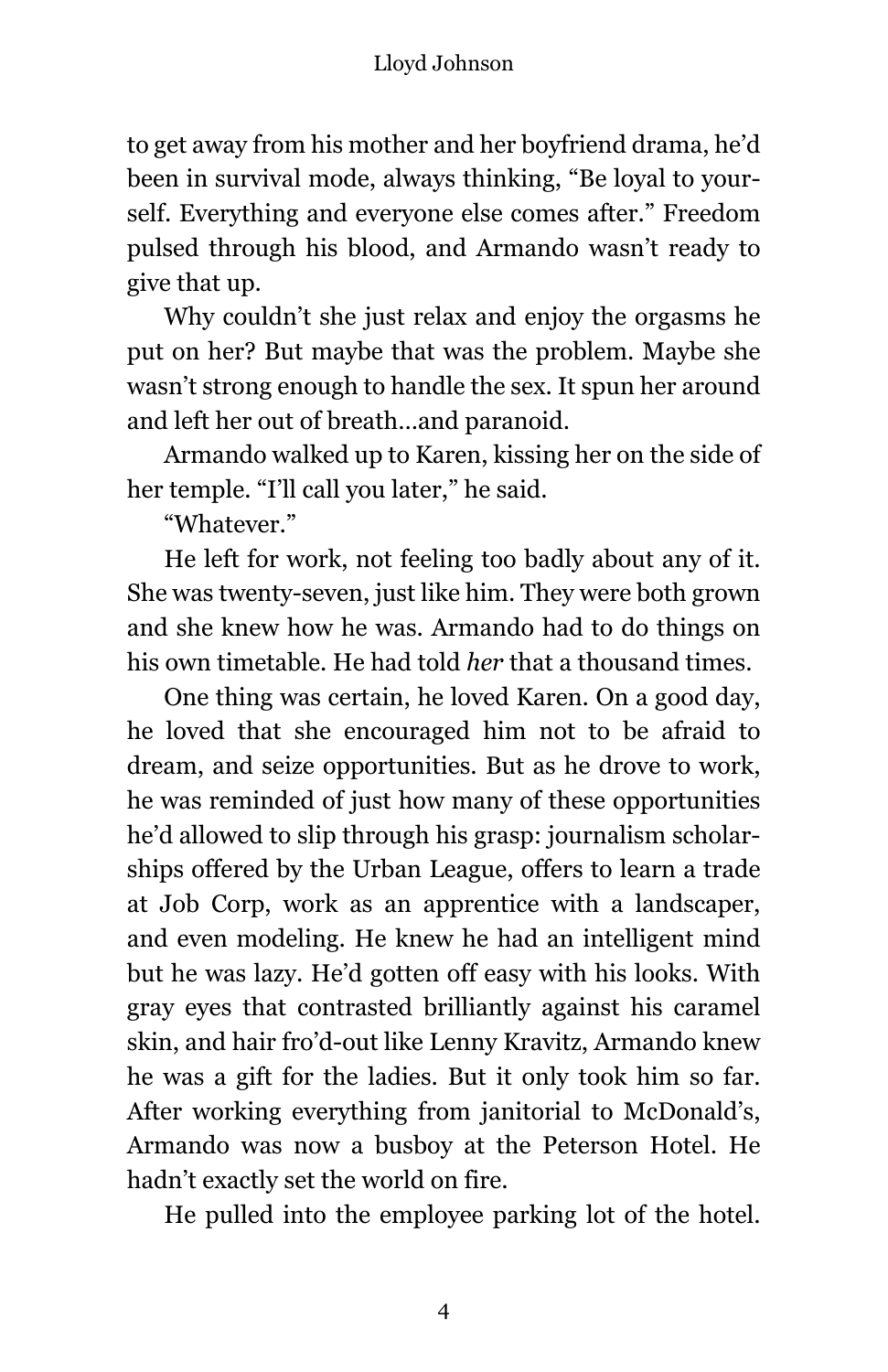to get away from his mother and her boyfriend drama, he'd been in survival mode, always thinking, "Be loyal to yourself. Everything and everyone else comes after." Freedom pulsed through his blood, and Armando wasn't ready to give that up.

Why couldn't she just relax and enjoy the orgasms he put on her? But maybe that was the problem. Maybe she wasn't strong enough to handle the sex. It spun her around and left her out of breath…and paranoid.

Armando walked up to Karen, kissing her on the side of her temple. "I'll call you later," he said.

"Whatever."

He left for work, not feeling too badly about any of it. She was twenty-seven, just like him. They were both grown and she knew how he was. Armando had to do things on his own timetable. He had told *her* that a thousand times.

One thing was certain, he loved Karen. On a good day, he loved that she encouraged him not to be afraid to dream, and seize opportunities. But as he drove to work, he was reminded of just how many of these opportunities he'd allowed to slip through his grasp: journalism scholarships offered by the Urban League, offers to learn a trade at Job Corp, work as an apprentice with a landscaper, and even modeling. He knew he had an intelligent mind but he was lazy. He'd gotten off easy with his looks. With gray eyes that contrasted brilliantly against his caramel skin, and hair fro'd-out like Lenny Kravitz, Armando knew he was a gift for the ladies. But it only took him so far. After working everything from janitorial to McDonald's, Armando was now a busboy at the Peterson Hotel. He hadn't exactly set the world on fire.

He pulled into the employee parking lot of the hotel.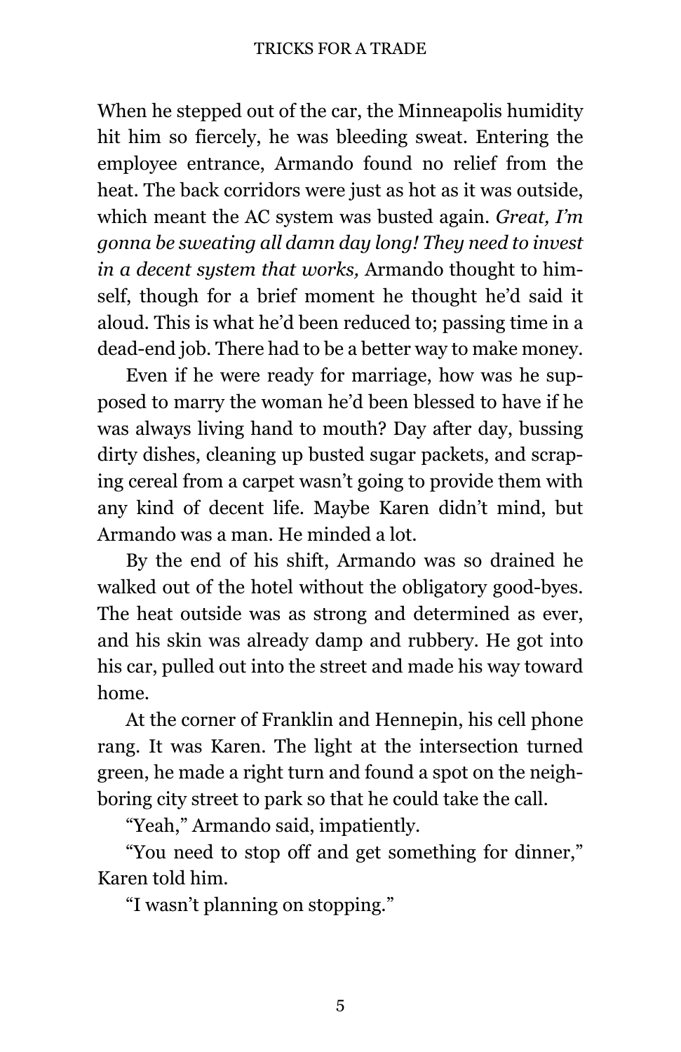When he stepped out of the car, the Minneapolis humidity hit him so fiercely, he was bleeding sweat. Entering the employee entrance, Armando found no relief from the heat. The back corridors were just as hot as it was outside, which meant the AC system was busted again. *Great, I'm gonna be sweating all damn day long! They need to invest in a decent system that works,* Armando thought to himself, though for a brief moment he thought he'd said it aloud. This is what he'd been reduced to; passing time in a dead-end job. There had to be a better way to make money.

Even if he were ready for marriage, how was he supposed to marry the woman he'd been blessed to have if he was always living hand to mouth? Day after day, bussing dirty dishes, cleaning up busted sugar packets, and scraping cereal from a carpet wasn't going to provide them with any kind of decent life. Maybe Karen didn't mind, but Armando was a man. He minded a lot.

By the end of his shift, Armando was so drained he walked out of the hotel without the obligatory good-byes. The heat outside was as strong and determined as ever, and his skin was already damp and rubbery. He got into his car, pulled out into the street and made his way toward home.

At the corner of Franklin and Hennepin, his cell phone rang. It was Karen. The light at the intersection turned green, he made a right turn and found a spot on the neighboring city street to park so that he could take the call.

"Yeah," Armando said, impatiently.

"You need to stop off and get something for dinner," Karen told him.

"I wasn't planning on stopping."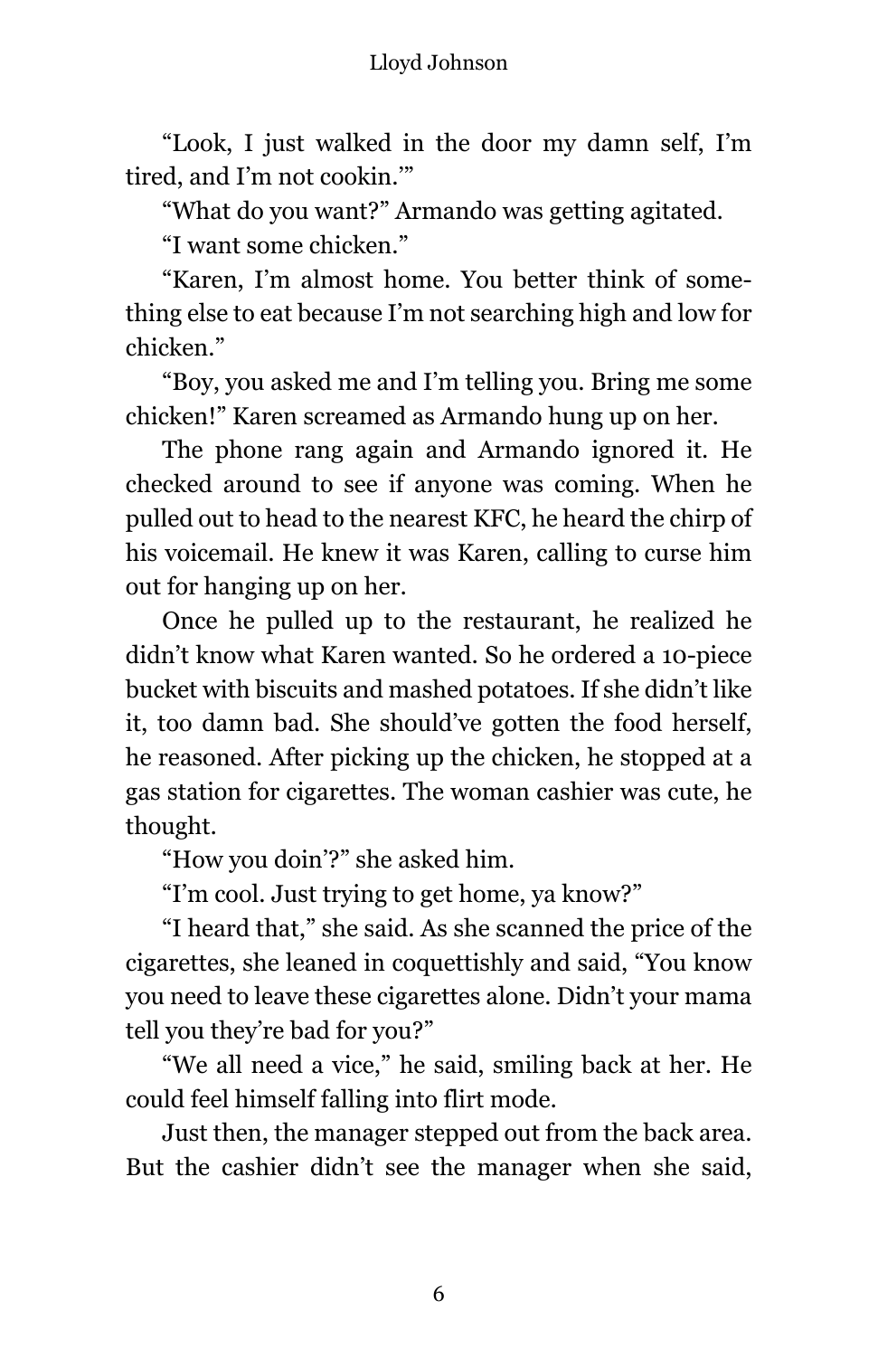"Look, I just walked in the door my damn self, I'm tired, and I'm not cookin.'"

"What do you want?" Armando was getting agitated.

"I want some chicken."

"Karen, I'm almost home. You better think of something else to eat because I'm not searching high and low for chicken."

"Boy, you asked me and I'm telling you. Bring me some chicken!" Karen screamed as Armando hung up on her.

The phone rang again and Armando ignored it. He checked around to see if anyone was coming. When he pulled out to head to the nearest KFC, he heard the chirp of his voicemail. He knew it was Karen, calling to curse him out for hanging up on her.

Once he pulled up to the restaurant, he realized he didn't know what Karen wanted. So he ordered a 10-piece bucket with biscuits and mashed potatoes. If she didn't like it, too damn bad. She should've gotten the food herself, he reasoned. After picking up the chicken, he stopped at a gas station for cigarettes. The woman cashier was cute, he thought.

"How you doin'?" she asked him.

"I'm cool. Just trying to get home, ya know?"

"I heard that," she said. As she scanned the price of the cigarettes, she leaned in coquettishly and said, "You know you need to leave these cigarettes alone. Didn't your mama tell you they're bad for you?"

"We all need a vice," he said, smiling back at her. He could feel himself falling into flirt mode.

Just then, the manager stepped out from the back area. But the cashier didn't see the manager when she said,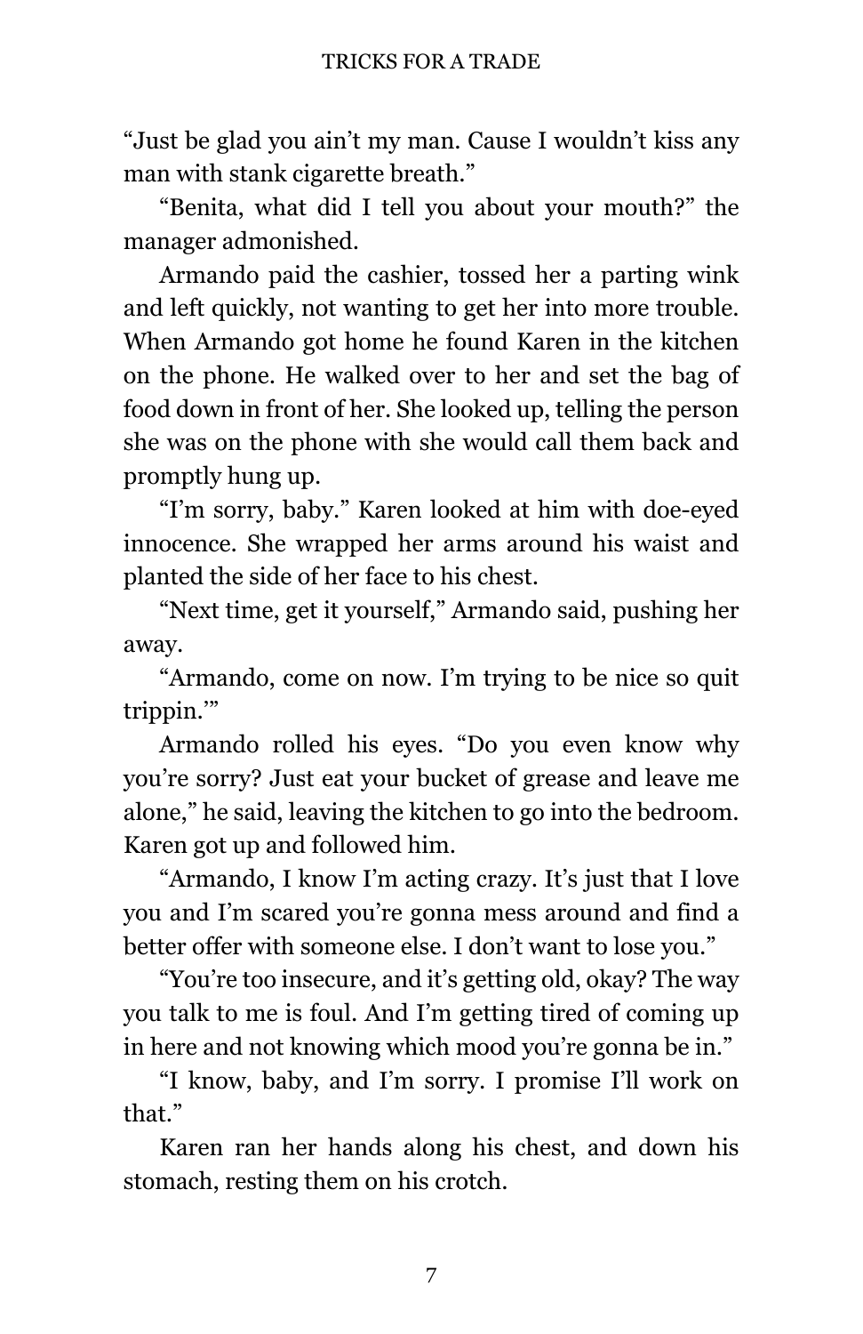"Just be glad you ain't my man. Cause I wouldn't kiss any man with stank cigarette breath."

"Benita, what did I tell you about your mouth?" the manager admonished.

Armando paid the cashier, tossed her a parting wink and left quickly, not wanting to get her into more trouble. When Armando got home he found Karen in the kitchen on the phone. He walked over to her and set the bag of food down in front of her. She looked up, telling the person she was on the phone with she would call them back and promptly hung up.

"I'm sorry, baby." Karen looked at him with doe-eyed innocence. She wrapped her arms around his waist and planted the side of her face to his chest.

"Next time, get it yourself," Armando said, pushing her away.

"Armando, come on now. I'm trying to be nice so quit trippin.'"

Armando rolled his eyes. "Do you even know why you're sorry? Just eat your bucket of grease and leave me alone," he said, leaving the kitchen to go into the bedroom. Karen got up and followed him.

"Armando, I know I'm acting crazy. It's just that I love you and I'm scared you're gonna mess around and find a better offer with someone else. I don't want to lose you."

"You're too insecure, and it's getting old, okay? The way you talk to me is foul. And I'm getting tired of coming up in here and not knowing which mood you're gonna be in."

"I know, baby, and I'm sorry. I promise I'll work on that."

Karen ran her hands along his chest, and down his stomach, resting them on his crotch.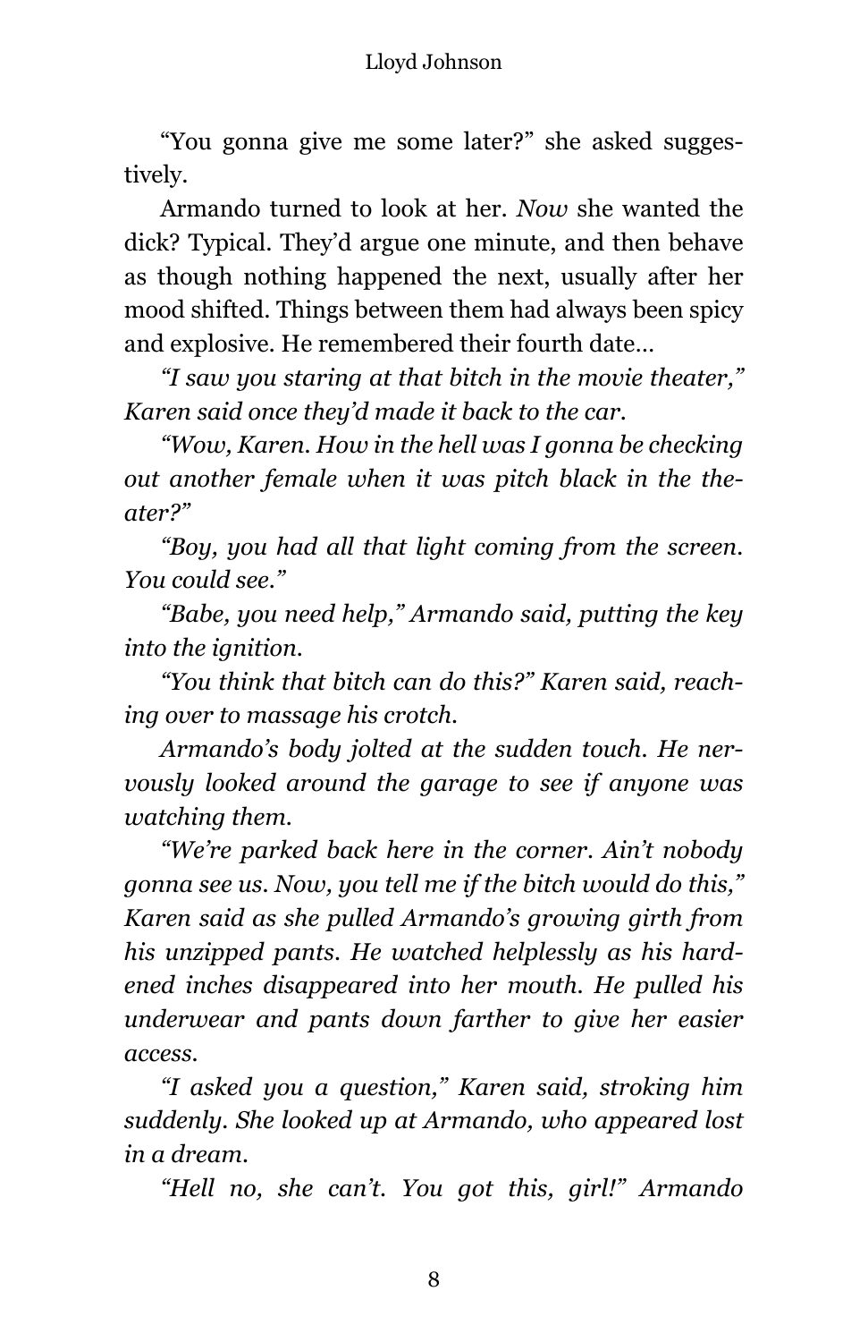"You gonna give me some later?" she asked suggestively.

Armando turned to look at her. *Now* she wanted the dick? Typical. They'd argue one minute, and then behave as though nothing happened the next, usually after her mood shifted. Things between them had always been spicy and explosive. He remembered their fourth date…

*"I saw you staring at that bitch in the movie theater," Karen said once they'd made it back to the car.*

*"Wow, Karen. How in the hell was I gonna be checking out another female when it was pitch black in the theater?"*

*"Boy, you had all that light coming from the screen. You could see."*

*"Babe, you need help," Armando said, putting the key into the ignition.*

*"You think that bitch can do this?" Karen said, reaching over to massage his crotch.*

*Armando's body jolted at the sudden touch. He nervously looked around the garage to see if anyone was watching them.*

*"We're parked back here in the corner. Ain't nobody gonna see us. Now, you tell me if the bitch would do this," Karen said as she pulled Armando's growing girth from his unzipped pants. He watched helplessly as his hardened inches disappeared into her mouth. He pulled his underwear and pants down farther to give her easier access.*

*"I asked you a question," Karen said, stroking him suddenly. She looked up at Armando, who appeared lost in a dream.*

*"Hell no, she can't. You got this, girl!" Armando*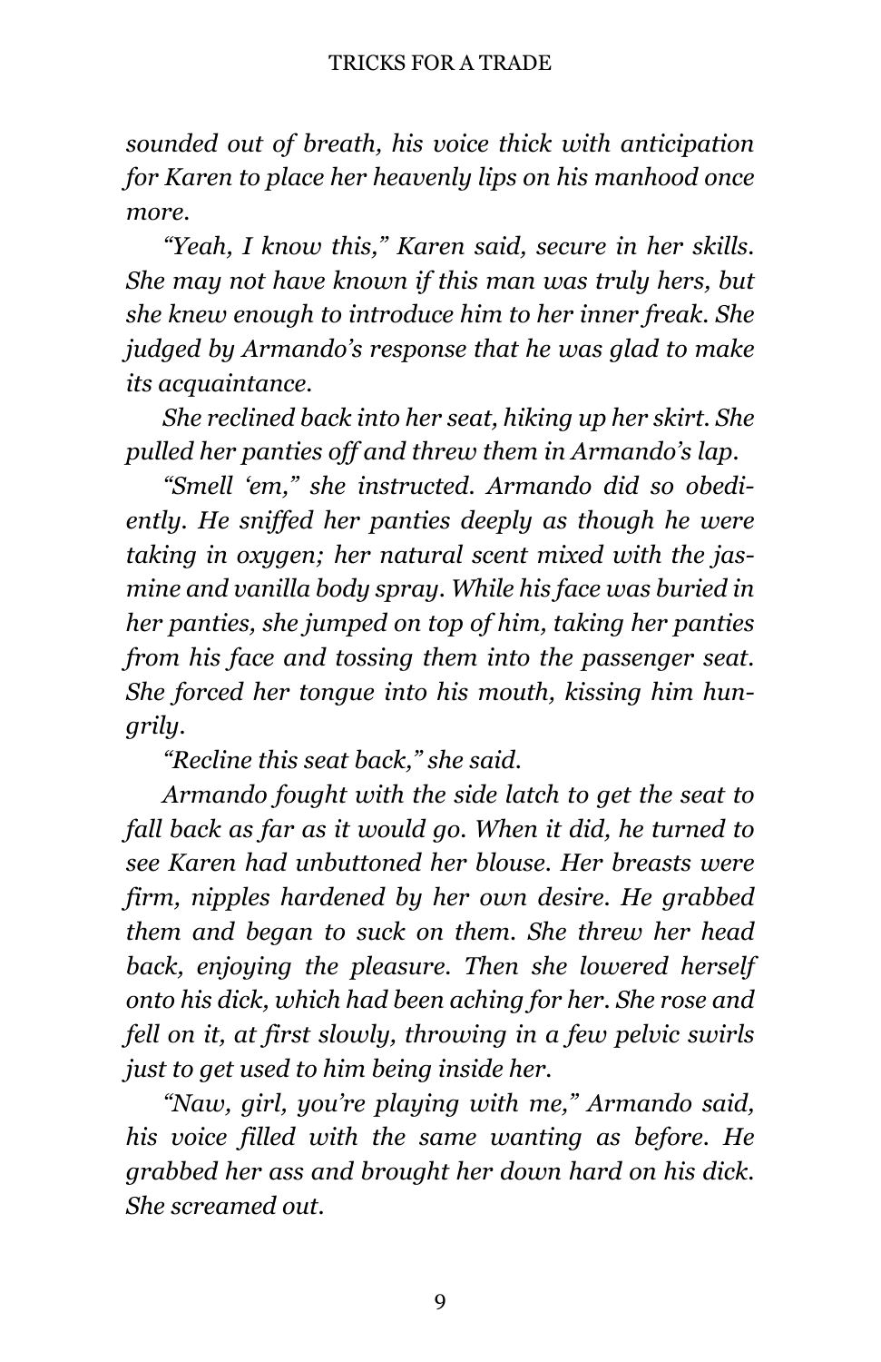*sounded out of breath, his voice thick with anticipation for Karen to place her heavenly lips on his manhood once more.*

*"Yeah, I know this," Karen said, secure in her skills. She may not have known if this man was truly hers, but she knew enough to introduce him to her inner freak. She judged by Armando's response that he was glad to make its acquaintance.*

*She reclined back into her seat, hiking up her skirt. She pulled her panties off and threw them in Armando's lap.*

*"Smell 'em," she instructed. Armando did so obediently. He sniffed her panties deeply as though he were taking in oxygen; her natural scent mixed with the jasmine and vanilla body spray. While his face was buried in her panties, she jumped on top of him, taking her panties from his face and tossing them into the passenger seat. She forced her tongue into his mouth, kissing him hungrily.*

*"Recline this seat back," she said.*

*Armando fought with the side latch to get the seat to fall back as far as it would go. When it did, he turned to see Karen had unbuttoned her blouse. Her breasts were firm, nipples hardened by her own desire. He grabbed them and began to suck on them. She threw her head back, enjoying the pleasure. Then she lowered herself onto his dick, which had been aching for her. She rose and fell on it, at first slowly, throwing in a few pelvic swirls just to get used to him being inside her.*

*"Naw, girl, you're playing with me," Armando said, his voice filled with the same wanting as before. He grabbed her ass and brought her down hard on his dick. She screamed out.*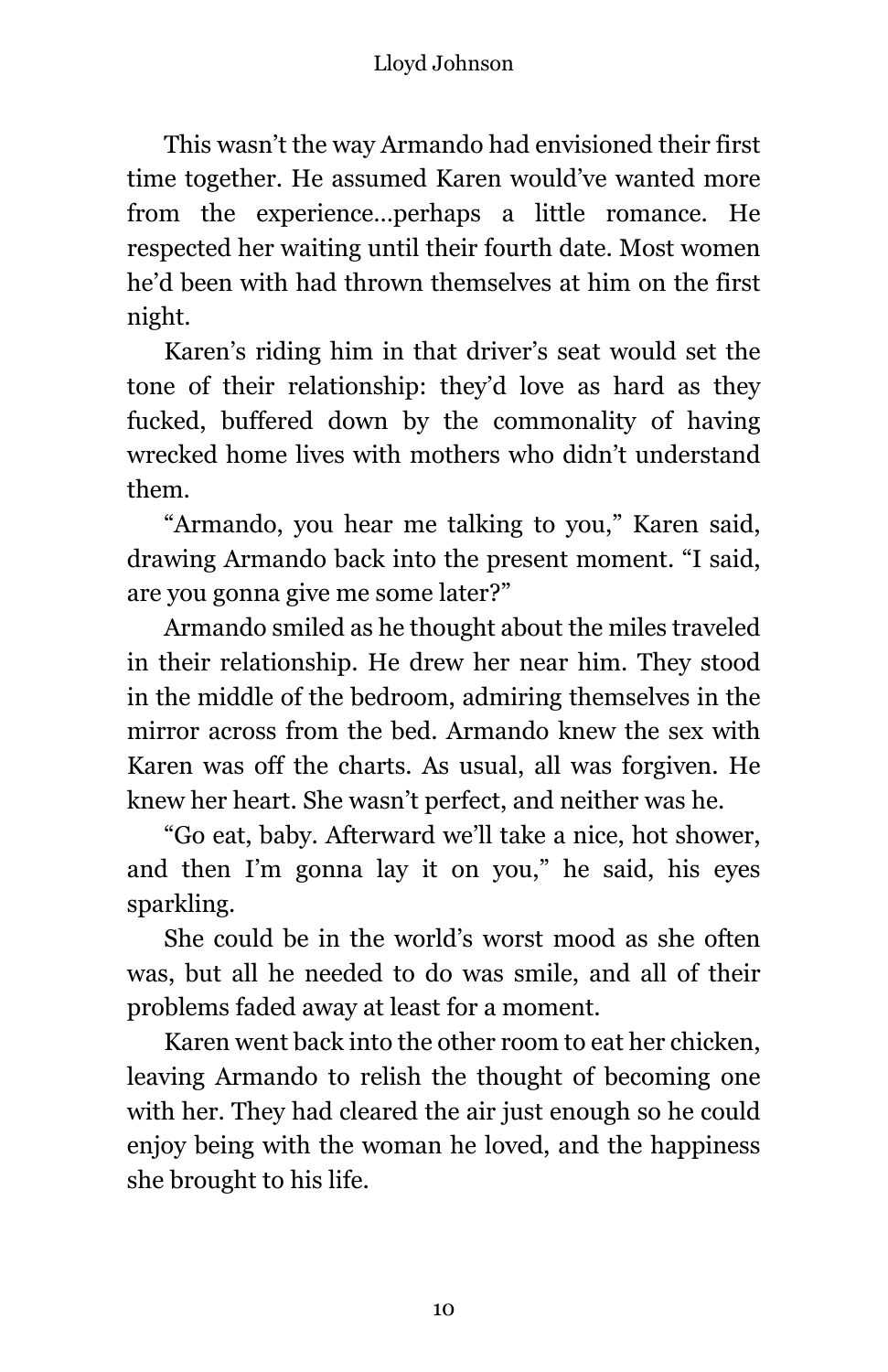This wasn't the way Armando had envisioned their first time together. He assumed Karen would've wanted more from the experience…perhaps a little romance. He respected her waiting until their fourth date. Most women he'd been with had thrown themselves at him on the first night.

Karen's riding him in that driver's seat would set the tone of their relationship: they'd love as hard as they fucked, buffered down by the commonality of having wrecked home lives with mothers who didn't understand them.

"Armando, you hear me talking to you," Karen said, drawing Armando back into the present moment. "I said, are you gonna give me some later?"

Armando smiled as he thought about the miles traveled in their relationship. He drew her near him. They stood in the middle of the bedroom, admiring themselves in the mirror across from the bed. Armando knew the sex with Karen was off the charts. As usual, all was forgiven. He knew her heart. She wasn't perfect, and neither was he.

"Go eat, baby. Afterward we'll take a nice, hot shower, and then I'm gonna lay it on you," he said, his eyes sparkling.

She could be in the world's worst mood as she often was, but all he needed to do was smile, and all of their problems faded away at least for a moment.

Karen went back into the other room to eat her chicken, leaving Armando to relish the thought of becoming one with her. They had cleared the air just enough so he could enjoy being with the woman he loved, and the happiness she brought to his life.